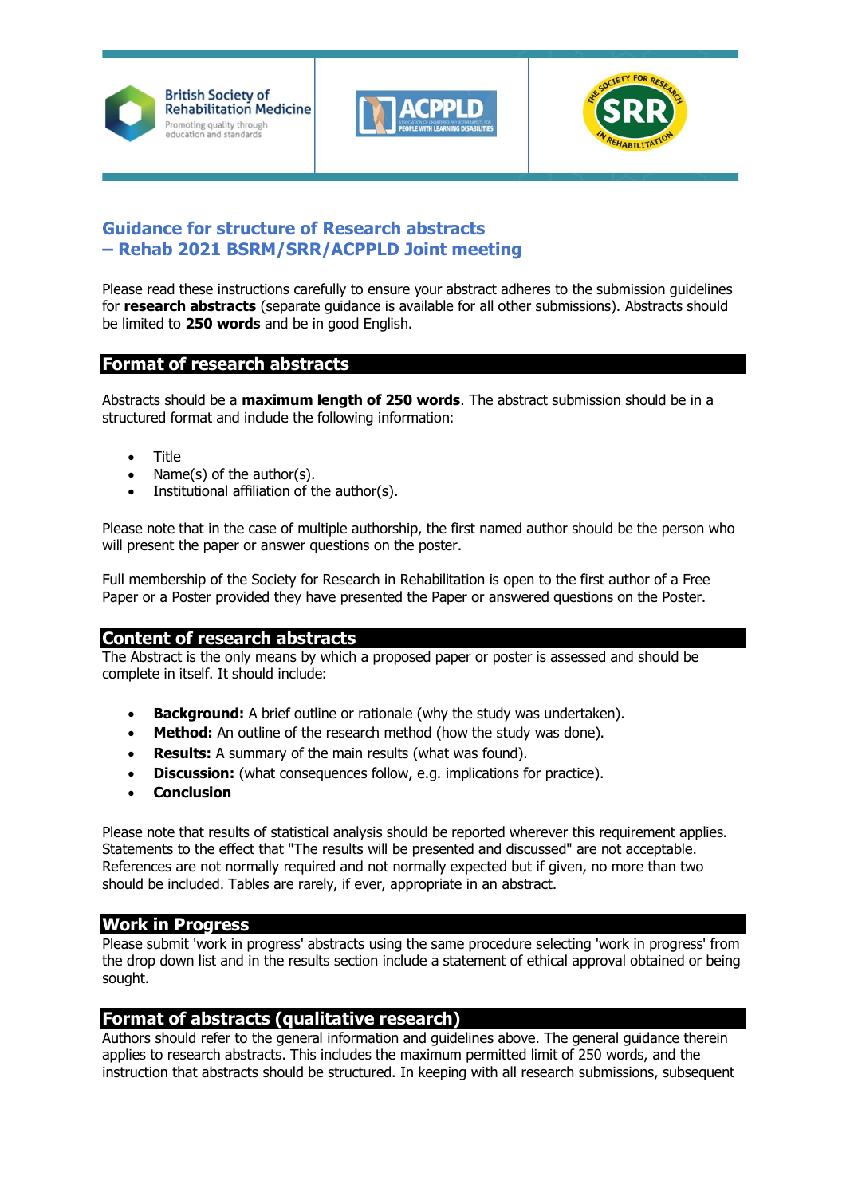## Guidance for structure of Research abstracts – Rehab 2021 BSRM/SRR/ACPPLD Joint meeting

Please read these instructions carefully to ensure your abstract adheres to the submission guidelines for **research abstracts** (separate guidance is available for all other submissions). Abstracts should be limited to **250 words** and be in good English.

### Format of research abstracts

Abstracts should be a **maximum length of 250 words**. The abstract submission should be in a structured format and include the following information:

- Title
- Name(s) of the author(s).
- Institutional affiliation of the author(s).

Please note that in the case of multiple authorship, the first named author should be the person who will present the paper or answer questions on the poster.

Full membership of the Society for Research in Rehabilitation is open to the first author of a Free Paper or a Poster provided they have presented the Paper or answered questions on the Poster.

### Content of research abstracts

The Abstract is the only means by which a proposed paper or poster is assessed and should be complete in itself. It should include:

- **Background:** A brief outline or rationale (why the study was undertaken).
- **Method:** An outline of the research method (how the study was done).
- **Results:** A summary of the main results (what was found).
- **Discussion:** (what consequences follow, e.g. implications for practice).
- **Conclusion**

Please note that results of statistical analysis should be reported wherever this requirement applies. Statements to the effect that "The results will be presented and discussed" are not acceptable. References are not normally required and not normally expected but if given, no more than two should be included. Tables are rarely, if ever, appropriate in an abstract.

### Work in Progress

Please submit 'work in progress' abstracts using the same procedure selecting 'work in progress' from the drop down list and in the results section include a statement of ethical approval obtained or being sought.

### Format of abstracts (qualitative research)

Authors should refer to the general information and guidelines above. The general guidance therein applies to research abstracts. This includes the maximum permitted limit of 250 words, and the instruction that abstracts should be structured. In keeping with all research submissions, subsequent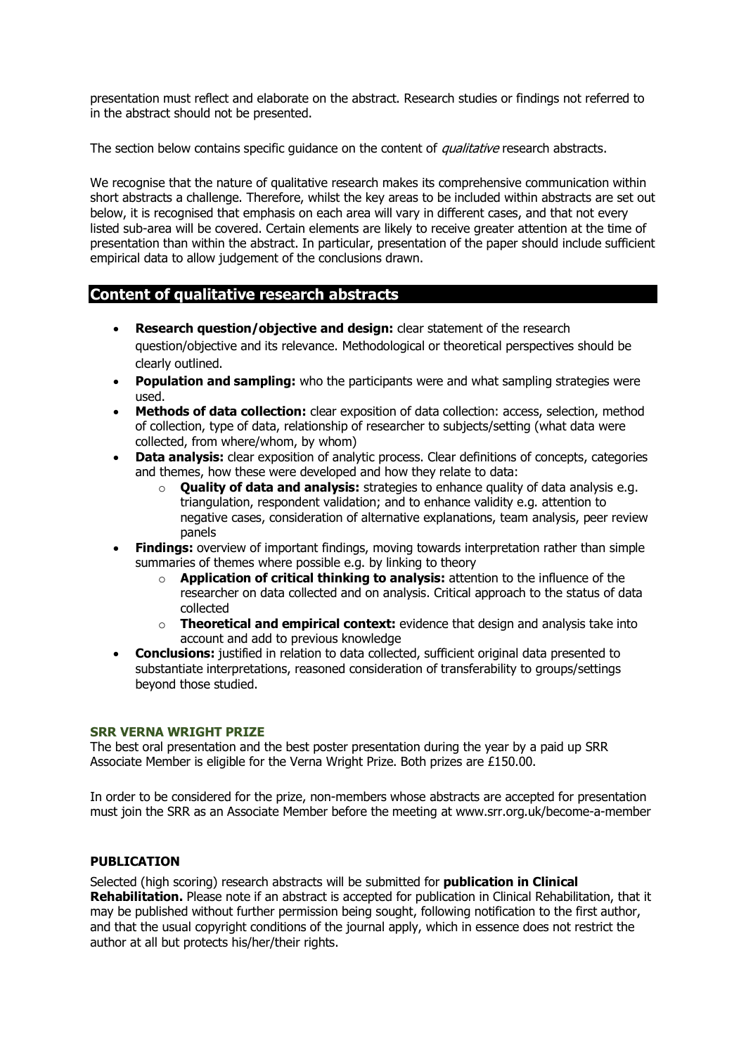presentation must reflect and elaborate on the abstract. Research studies or findings not referred to in the abstract should not be presented.

The section below contains specific guidance on the content of *qualitative* research abstracts.

We recognise that the nature of qualitative research makes its comprehensive communication within short abstracts a challenge. Therefore, whilst the key areas to be included within abstracts are set out below, it is recognised that emphasis on each area will vary in different cases, and that not every listed sub-area will be covered. Certain elements are likely to receive greater attention at the time of presentation than within the abstract. In particular, presentation of the paper should include sufficient empirical data to allow judgement of the conclusions drawn.

## Content of qualitative research abstracts

- **Research question/objective and design:** clear statement of the research question/objective and its relevance. Methodological or theoretical perspectives should be clearly outlined.
- **Population and sampling:** who the participants were and what sampling strategies were used.
- **Methods of data collection:** clear exposition of data collection: access, selection, method of collection, type of data, relationship of researcher to subjects/setting (what data were collected, from where/whom, by whom)
- **Data analysis:** clear exposition of analytic process. Clear definitions of concepts, categories and themes, how these were developed and how they relate to data:
    - **Quality of data and analysis:** strategies to enhance quality of data analysis e.g. triangulation, respondent validation; and to enhance validity e.g. attention to negative cases, consideration of alternative explanations, team analysis, peer review panels
- **Findings:** overview of important findings, moving towards interpretation rather than simple summaries of themes where possible e.g. by linking to theory
    - **Application of critical thinking to analysis:** attention to the influence of the researcher on data collected and on analysis. Critical approach to the status of data collected
    - **Theoretical and empirical context:** evidence that design and analysis take into account and add to previous knowledge
- **Conclusions:** justified in relation to data collected, sufficient original data presented to substantiate interpretations, reasoned consideration of transferability to groups/settings beyond those studied.

### SRR VERNA WRIGHT PRIZE

The best oral presentation and the best poster presentation during the year by a paid up SRR Associate Member is eligible for the Verna Wright Prize. Both prizes are £150.00.

In order to be considered for the prize, non-members whose abstracts are accepted for presentation must join the SRR as an Associate Member before the meeting at www.srr.org.uk/become-a-member

### PUBLICATION

Selected (high scoring) research abstracts will be submitted for **publication in Clinical Rehabilitation.** Please note if an abstract is accepted for publication in Clinical Rehabilitation, that it may be published without further permission being sought, following notification to the first author, and that the usual copyright conditions of the journal apply, which in essence does not restrict the author at all but protects his/her/their rights.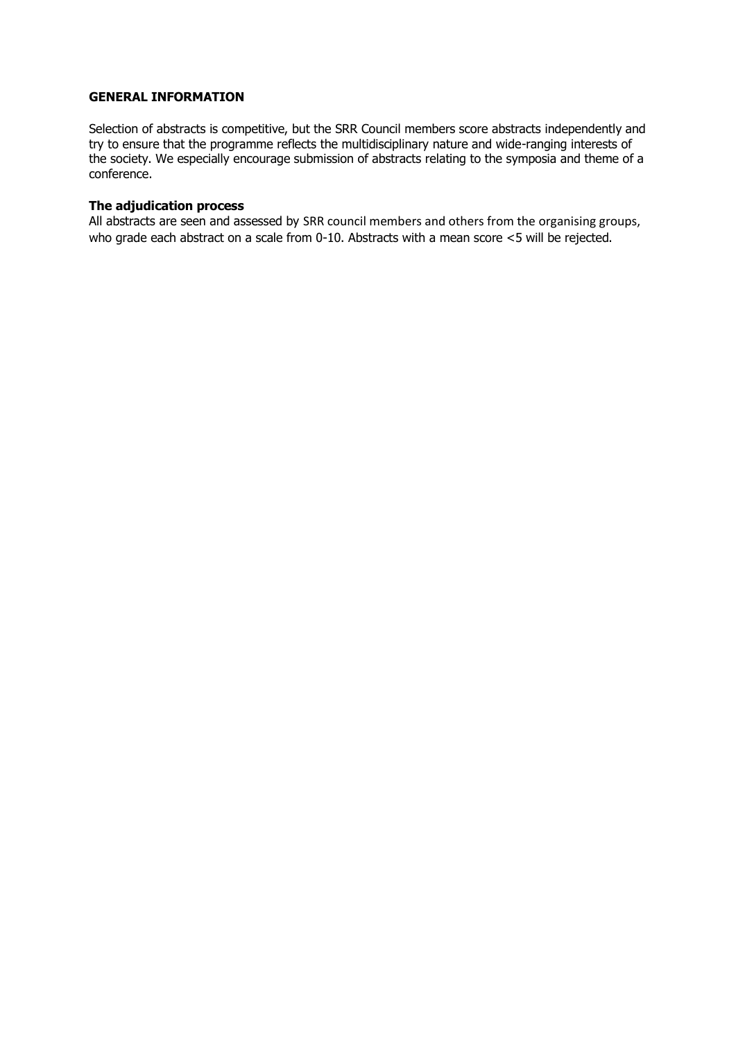**GENERAL INFORMATION**

Selection of abstracts is competitive, but the SRR Council members score abstracts independently and try to ensure that the programme reflects the multidisciplinary nature and wide-ranging interests of the society. We especially encourage submission of abstracts relating to the symposia and theme of a conference.

**The adjudication process**

All abstracts are seen and assessed by SRR council members and others from the organising groups, who grade each abstract on a scale from 0-10. Abstracts with a mean score <5 will be rejected.